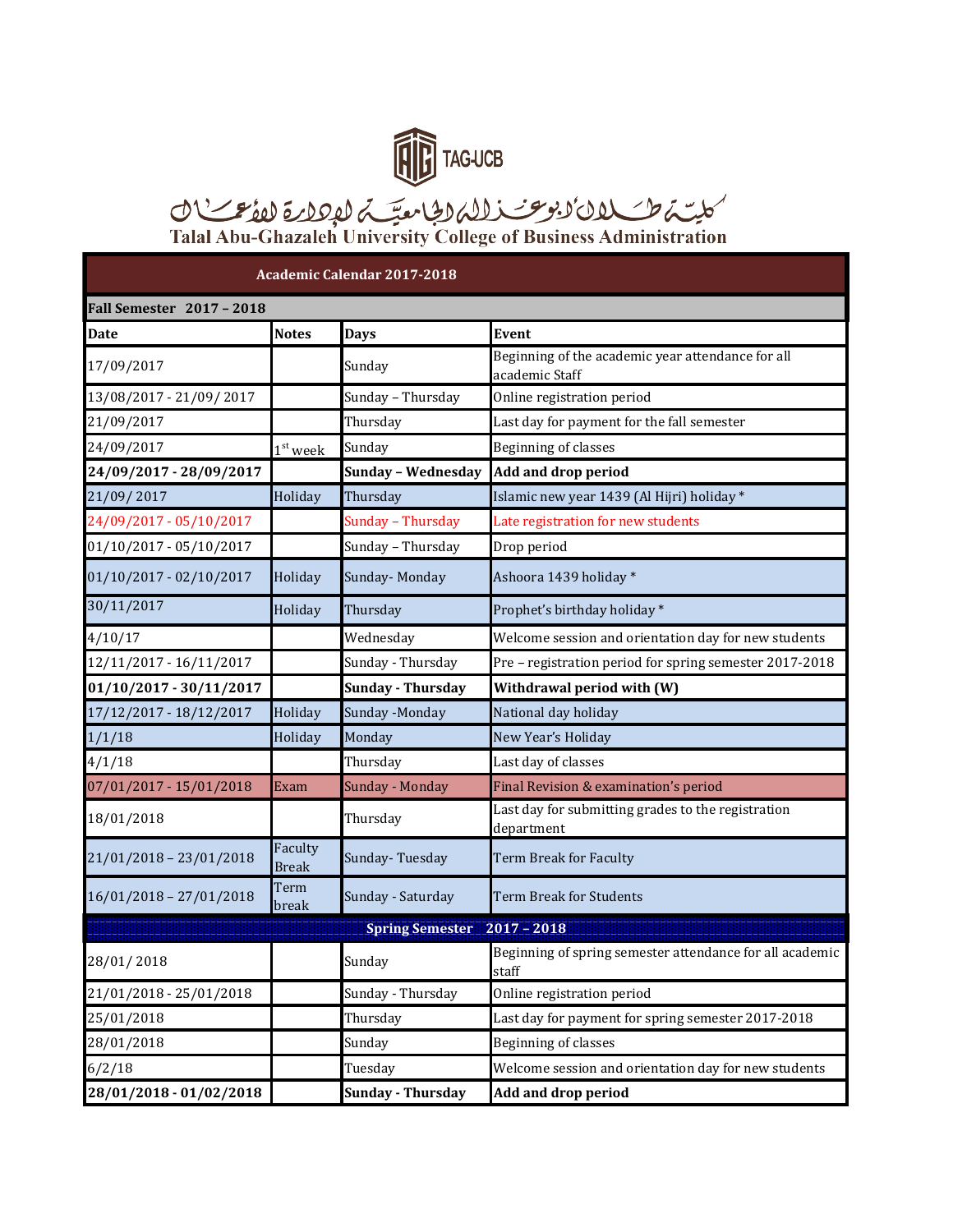TAG-UCB

كلية طلال أبوغزاله الجامعية للإدارة والأعمال

Talal Abu-Ghazaleh University College of Business Administration

| Academic Calendar 2017-2018 | | | |
|---|---|---|---|
| **Fall Semester 2017 – 2018** | | | |
| **Date** | **Notes** | **Days** | **Event** |
| 17/09/2017 | | Sunday | Beginning of the academic year attendance for all academic Staff |
| 13/08/2017 - 21/09/ 2017 | | Sunday – Thursday | Online registration period |
| 21/09/2017 | | Thursday | Last day for payment for the fall semester |
| 24/09/2017 | 1st week | Sunday | Beginning of classes |
| **24/09/2017 - 28/09/2017** | | **Sunday – Wednesday** | **Add and drop period** |
| 21/09/ 2017 | Holiday | Thursday | Islamic new year 1439 (Al Hijri) holiday * |
| 24/09/2017 - 05/10/2017 | | Sunday – Thursday | Late registration for new students |
| 01/10/2017 - 05/10/2017 | | Sunday – Thursday | Drop period |
| 01/10/2017 - 02/10/2017 | Holiday | Sunday- Monday | Ashoora 1439 holiday * |
| 30/11/2017 | Holiday | Thursday | Prophet's birthday holiday * |
| 4/10/17 | | Wednesday | Welcome session and orientation day for new students |
| 12/11/2017 - 16/11/2017 | | Sunday - Thursday | Pre – registration period for spring semester 2017-2018 |
| **01/10/2017 - 30/11/2017** | | **Sunday - Thursday** | **Withdrawal period with (W)** |
| 17/12/2017 - 18/12/2017 | Holiday | Sunday -Monday | National day holiday |
| 1/1/18 | Holiday | Monday | New Year's Holiday |
| 4/1/18 | | Thursday | Last day of classes |
| 07/01/2017 - 15/01/2018 | Exam | Sunday - Monday | Final Revision & examination's period |
| 18/01/2018 | | Thursday | Last day for submitting grades to the registration department |
| 21/01/2018 – 23/01/2018 | Faculty Break | Sunday- Tuesday | Term Break for Faculty |
| 16/01/2018 – 27/01/2018 | Term break | Sunday - Saturday | Term Break for Students |
| **Spring Semester 2017 – 2018** | | | |
| 28/01/ 2018 | | Sunday | Beginning of spring semester attendance for all academic staff |
| 21/01/2018 - 25/01/2018 | | Sunday - Thursday | Online registration period |
| 25/01/2018 | | Thursday | Last day for payment for spring semester 2017-2018 |
| 28/01/2018 | | Sunday | Beginning of classes |
| 6/2/18 | | Tuesday | Welcome session and orientation day for new students |
| **28/01/2018 - 01/02/2018** | | **Sunday - Thursday** | **Add and drop period** |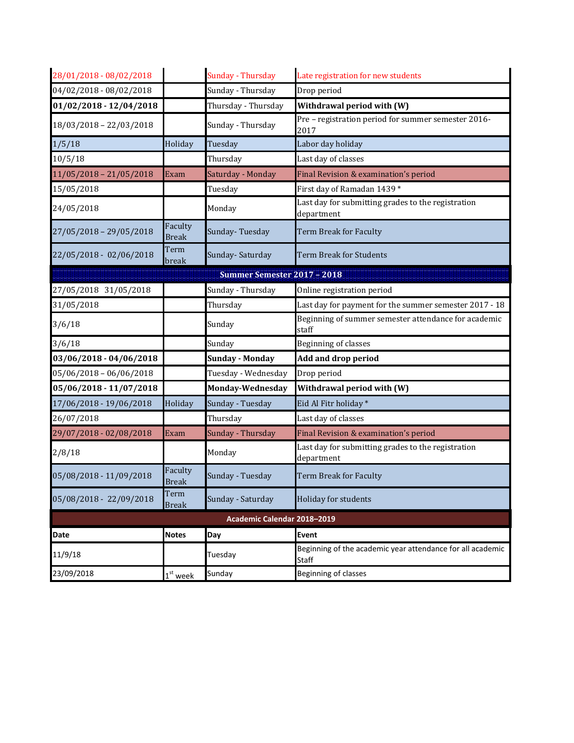| | | | |
|---|---|---|---|
| 28/01/2018 - 08/02/2018 | | Sunday - Thursday | Late registration for new students |
| 04/02/2018 - 08/02/2018 | | Sunday - Thursday | Drop period |
| **01/02/2018 - 12/04/2018** | | Thursday - Thursday | **Withdrawal period with (W)** |
| 18/03/2018 – 22/03/2018 | | Sunday - Thursday | Pre – registration period for summer semester 2016-2017 |
| 1/5/18 | Holiday | Tuesday | Labor day holiday |
| 10/5/18 | | Thursday | Last day of classes |
| 11/05/2018 – 21/05/2018 | Exam | Saturday - Monday | Final Revision & examination's period |
| 15/05/2018 | | Tuesday | First day of Ramadan 1439 * |
| 24/05/2018 | | Monday | Last day for submitting grades to the registration department |
| 27/05/2018 – 29/05/2018 | Faculty Break | Sunday- Tuesday | Term Break for Faculty |
| 22/05/2018 - 02/06/2018 | Term break | Sunday- Saturday | Term Break for Students |
| **Summer Semester 2017 – 2018** | | | |
| 27/05/2018 31/05/2018 | | Sunday - Thursday | Online registration period |
| 31/05/2018 | | Thursday | Last day for payment for the summer semester 2017 - 18 |
| 3/6/18 | | Sunday | Beginning of summer semester attendance for academic staff |
| 3/6/18 | | Sunday | Beginning of classes |
| **03/06/2018 - 04/06/2018** | | **Sunday - Monday** | **Add and drop period** |
| 05/06/2018 – 06/06/2018 | | Tuesday - Wednesday | Drop period |
| **05/06/2018 - 11/07/2018** | | **Monday-Wednesday** | **Withdrawal period with (W)** |
| 17/06/2018 - 19/06/2018 | Holiday | Sunday - Tuesday | Eid Al Fitr holiday * |
| 26/07/2018 | | Thursday | Last day of classes |
| 29/07/2018 - 02/08/2018 | Exam | Sunday - Thursday | Final Revision & examination's period |
| 2/8/18 | | Monday | Last day for submitting grades to the registration department |
| 05/08/2018 - 11/09/2018 | Faculty Break | Sunday - Tuesday | Term Break for Faculty |
| 05/08/2018 - 22/09/2018 | Term Break | Sunday - Saturday | Holiday for students |
| **Academic Calendar 2018–2019** | | | |
| **Date** | **Notes** | **Day** | **Event** |
| 11/9/18 | | Tuesday | Beginning of the academic year attendance for all academic Staff |
| 23/09/2018 | 1st week | Sunday | Beginning of classes |